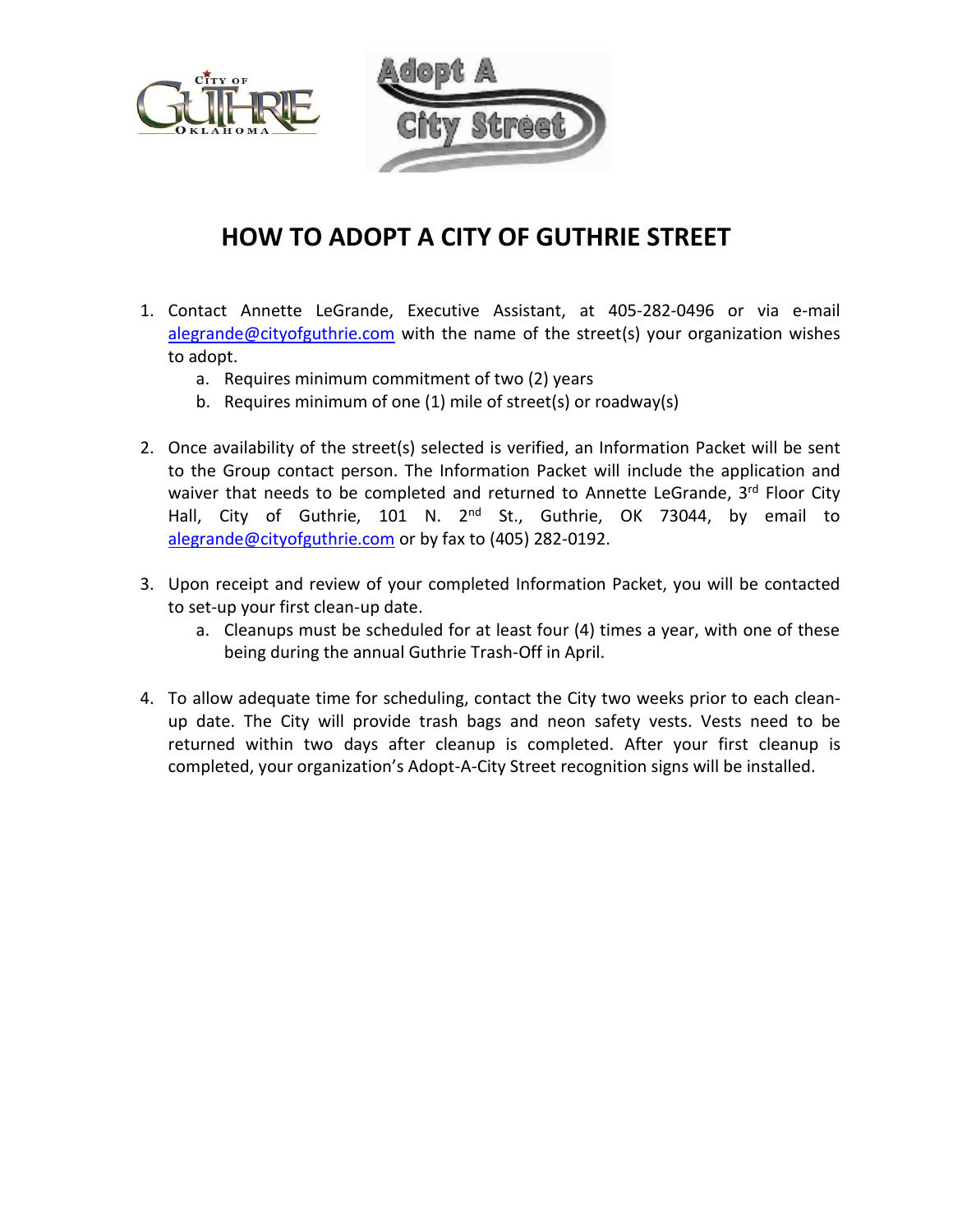# HOW TO ADOPT A CITY OF GUTHRIE STREET

1. Contact Annette LeGrande, Executive Assistant, at 405-282-0496 or via e-mail alegrande@cityofguthrie.com with the name of the street(s) your organization wishes to adopt.
   a. Requires minimum commitment of two (2) years
   b. Requires minimum of one (1) mile of street(s) or roadway(s)

2. Once availability of the street(s) selected is verified, an Information Packet will be sent to the Group contact person. The Information Packet will include the application and waiver that needs to be completed and returned to Annette LeGrande, 3rd Floor City Hall, City of Guthrie, 101 N. 2nd St., Guthrie, OK 73044, by email to alegrande@cityofguthrie.com or by fax to (405) 282-0192.

3. Upon receipt and review of your completed Information Packet, you will be contacted to set-up your first clean-up date.
   a. Cleanups must be scheduled for at least four (4) times a year, with one of these being during the annual Guthrie Trash-Off in April.

4. To allow adequate time for scheduling, contact the City two weeks prior to each clean-up date. The City will provide trash bags and neon safety vests. Vests need to be returned within two days after cleanup is completed. After your first cleanup is completed, your organization's Adopt-A-City Street recognition signs will be installed.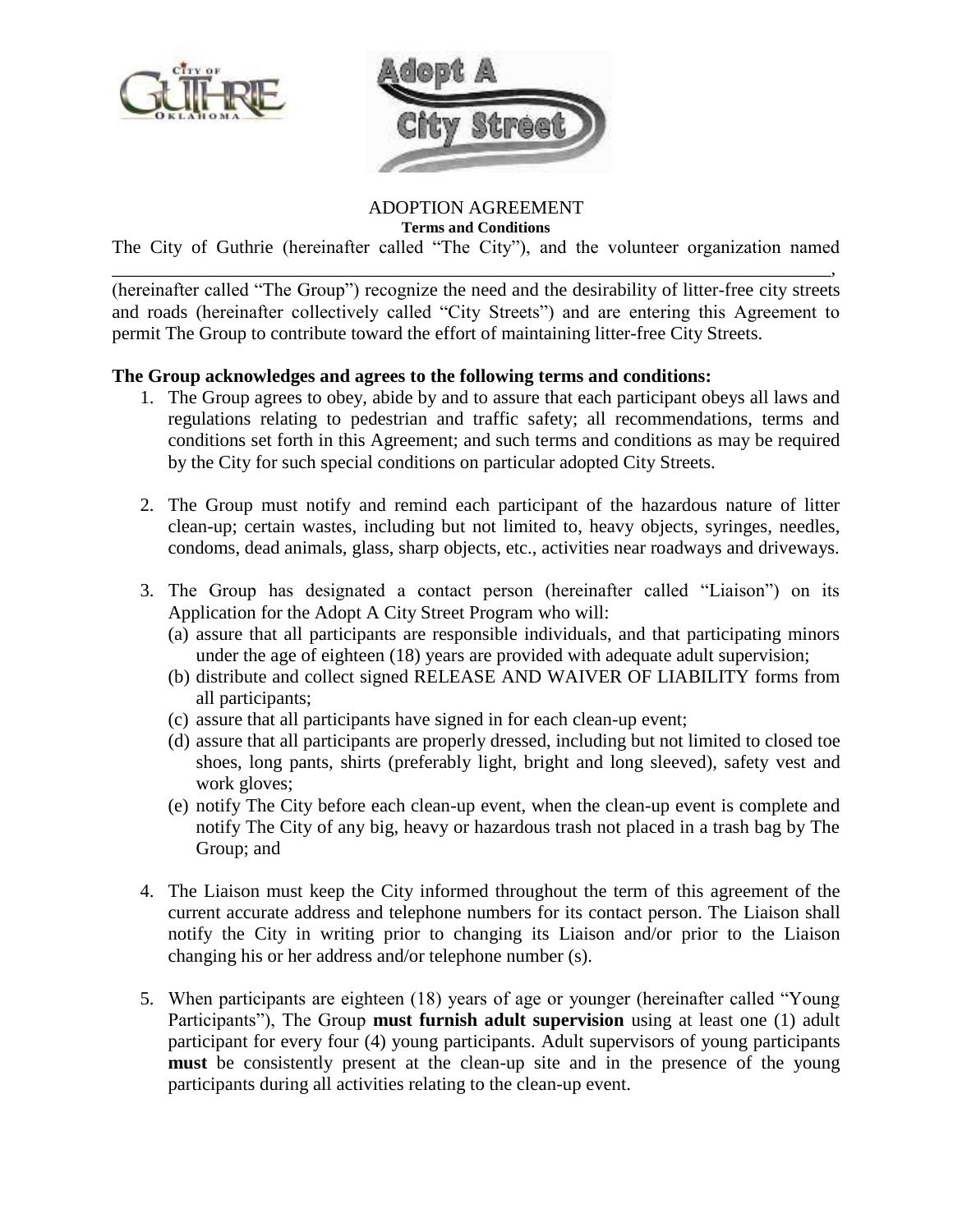# ADOPTION AGREEMENT

**Terms and Conditions**

The City of Guthrie (hereinafter called "The City"), and the volunteer organization named ______________________________________________________________________________, (hereinafter called "The Group") recognize the need and the desirability of litter-free city streets and roads (hereinafter collectively called "City Streets") and are entering this Agreement to permit The Group to contribute toward the effort of maintaining litter-free City Streets.

**The Group acknowledges and agrees to the following terms and conditions:**

1. The Group agrees to obey, abide by and to assure that each participant obeys all laws and regulations relating to pedestrian and traffic safety; all recommendations, terms and conditions set forth in this Agreement; and such terms and conditions as may be required by the City for such special conditions on particular adopted City Streets.

2. The Group must notify and remind each participant of the hazardous nature of litter clean-up; certain wastes, including but not limited to, heavy objects, syringes, needles, condoms, dead animals, glass, sharp objects, etc., activities near roadways and driveways.

3. The Group has designated a contact person (hereinafter called "Liaison") on its Application for the Adopt A City Street Program who will:
   (a) assure that all participants are responsible individuals, and that participating minors under the age of eighteen (18) years are provided with adequate adult supervision;
   (b) distribute and collect signed RELEASE AND WAIVER OF LIABILITY forms from all participants;
   (c) assure that all participants have signed in for each clean-up event;
   (d) assure that all participants are properly dressed, including but not limited to closed toe shoes, long pants, shirts (preferably light, bright and long sleeved), safety vest and work gloves;
   (e) notify The City before each clean-up event, when the clean-up event is complete and notify The City of any big, heavy or hazardous trash not placed in a trash bag by The Group; and

4. The Liaison must keep the City informed throughout the term of this agreement of the current accurate address and telephone numbers for its contact person. The Liaison shall notify the City in writing prior to changing its Liaison and/or prior to the Liaison changing his or her address and/or telephone number (s).

5. When participants are eighteen (18) years of age or younger (hereinafter called "Young Participants"), The Group **must furnish adult supervision** using at least one (1) adult participant for every four (4) young participants. Adult supervisors of young participants **must** be consistently present at the clean-up site and in the presence of the young participants during all activities relating to the clean-up event.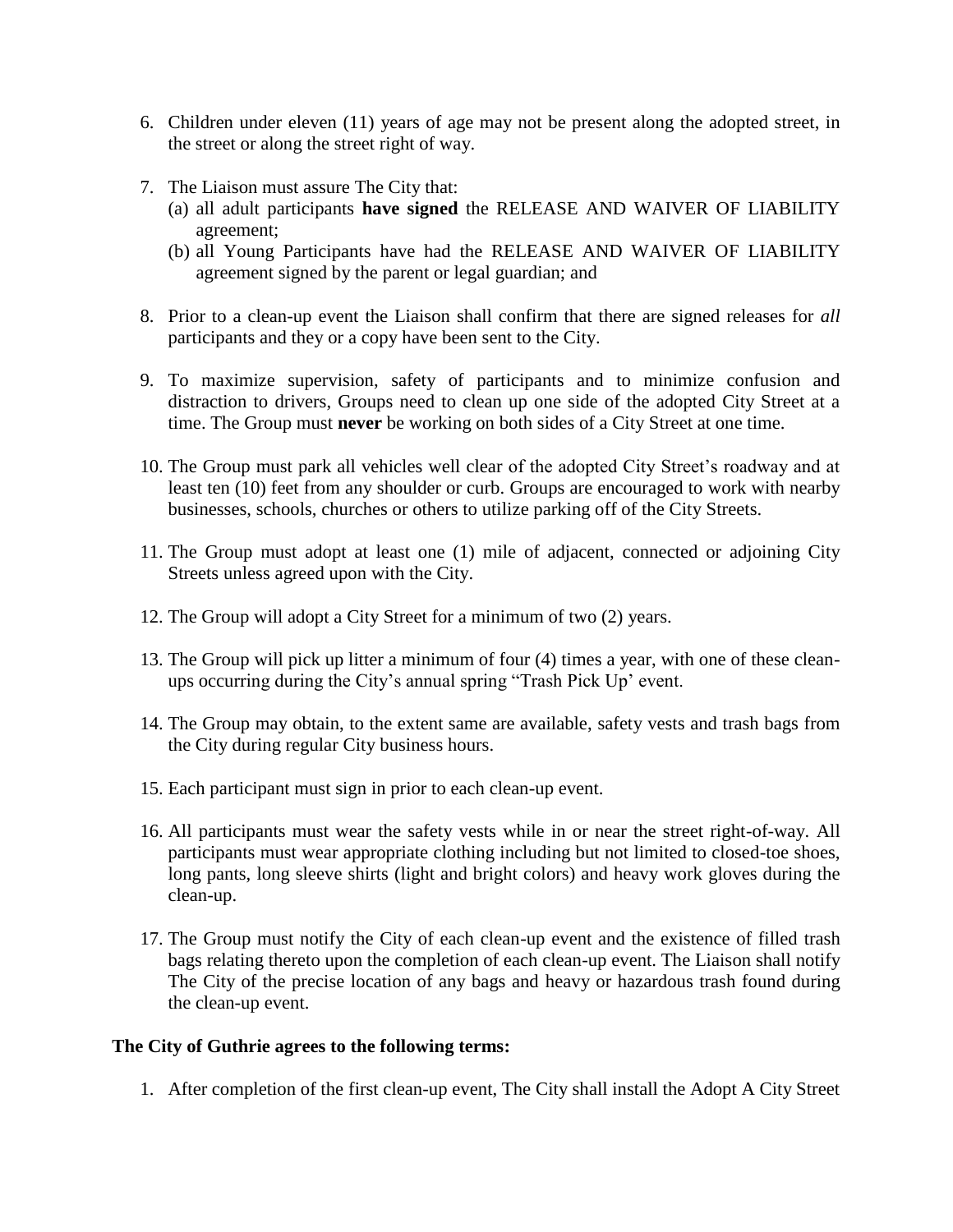6. Children under eleven (11) years of age may not be present along the adopted street, in the street or along the street right of way.

7. The Liaison must assure The City that:
   (a) all adult participants **have signed** the RELEASE AND WAIVER OF LIABILITY agreement;
   (b) all Young Participants have had the RELEASE AND WAIVER OF LIABILITY agreement signed by the parent or legal guardian; and

8. Prior to a clean-up event the Liaison shall confirm that there are signed releases for *all* participants and they or a copy have been sent to the City.

9. To maximize supervision, safety of participants and to minimize confusion and distraction to drivers, Groups need to clean up one side of the adopted City Street at a time. The Group must **never** be working on both sides of a City Street at one time.

10. The Group must park all vehicles well clear of the adopted City Street's roadway and at least ten (10) feet from any shoulder or curb. Groups are encouraged to work with nearby businesses, schools, churches or others to utilize parking off of the City Streets.

11. The Group must adopt at least one (1) mile of adjacent, connected or adjoining City Streets unless agreed upon with the City.

12. The Group will adopt a City Street for a minimum of two (2) years.

13. The Group will pick up litter a minimum of four (4) times a year, with one of these clean-ups occurring during the City's annual spring "Trash Pick Up' event.

14. The Group may obtain, to the extent same are available, safety vests and trash bags from the City during regular City business hours.

15. Each participant must sign in prior to each clean-up event.

16. All participants must wear the safety vests while in or near the street right-of-way. All participants must wear appropriate clothing including but not limited to closed-toe shoes, long pants, long sleeve shirts (light and bright colors) and heavy work gloves during the clean-up.

17. The Group must notify the City of each clean-up event and the existence of filled trash bags relating thereto upon the completion of each clean-up event. The Liaison shall notify The City of the precise location of any bags and heavy or hazardous trash found during the clean-up event.

**The City of Guthrie agrees to the following terms:**

1. After completion of the first clean-up event, The City shall install the Adopt A City Street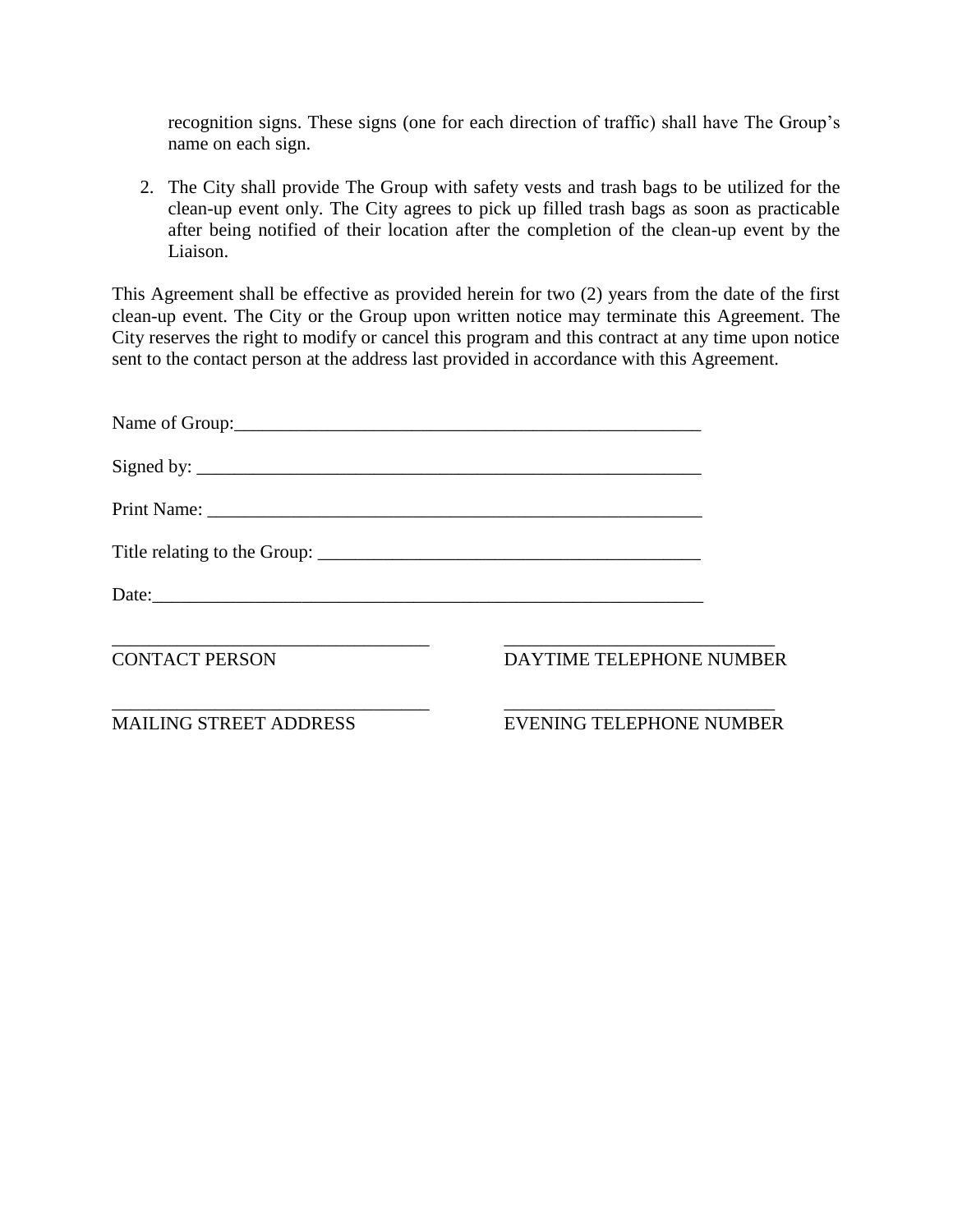recognition signs. These signs (one for each direction of traffic) shall have The Group's name on each sign.

2. The City shall provide The Group with safety vests and trash bags to be utilized for the clean-up event only. The City agrees to pick up filled trash bags as soon as practicable after being notified of their location after the completion of the clean-up event by the Liaison.

This Agreement shall be effective as provided herein for two (2) years from the date of the first clean-up event. The City or the Group upon written notice may terminate this Agreement. The City reserves the right to modify or cancel this program and this contract at any time upon notice sent to the contact person at the address last provided in accordance with this Agreement.

Name of Group:_____________________________________________________

Signed by: _________________________________________________________

Print Name: ________________________________________________________

Title relating to the Group: __________________________________________

Date:_____________________________________________________________

___________________________________ ______________________________
CONTACT PERSON DAYTIME TELEPHONE NUMBER

___________________________________ ______________________________
MAILING STREET ADDRESS EVENING TELEPHONE NUMBER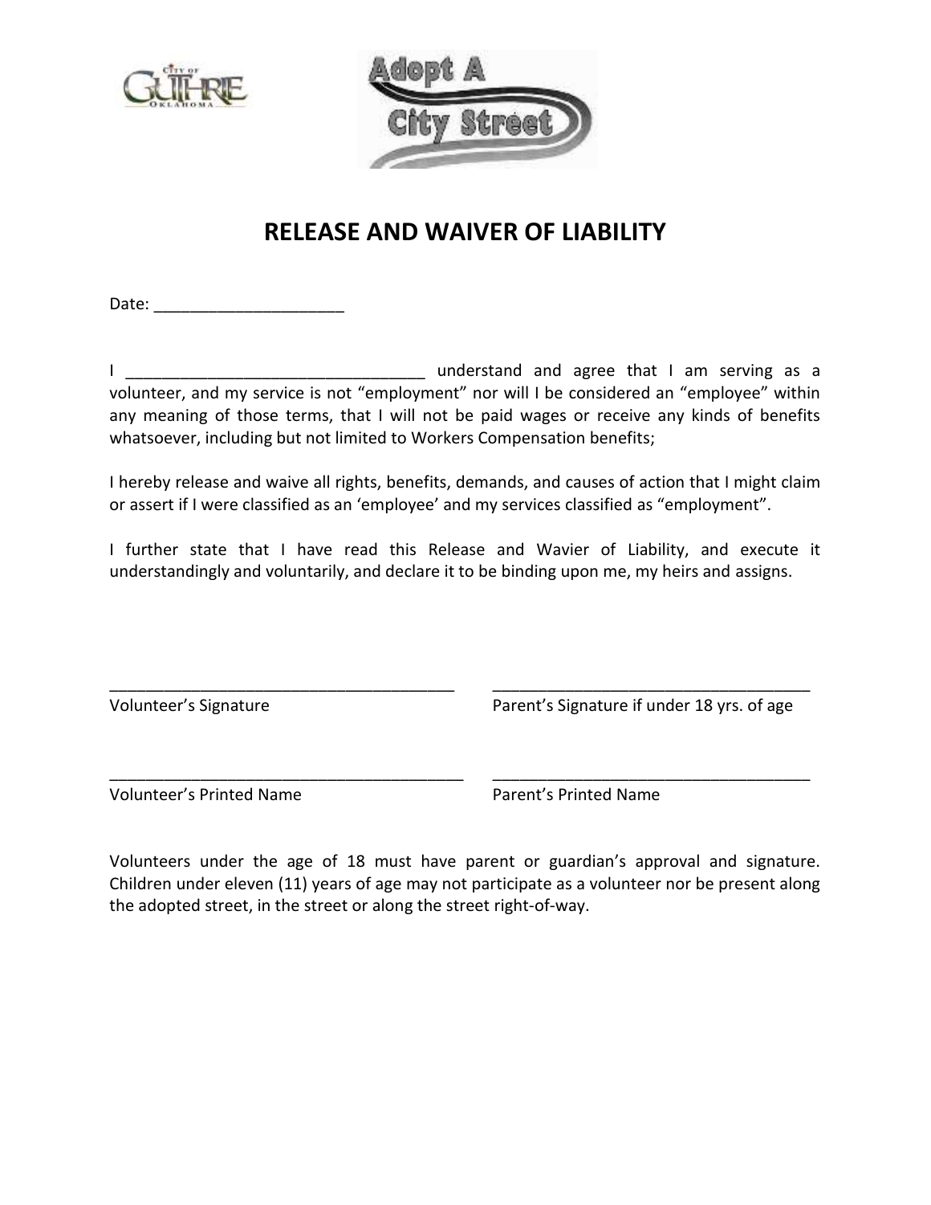# RELEASE AND WAIVER OF LIABILITY

Date: ____________________

I _______________________________ understand and agree that I am serving as a volunteer, and my service is not "employment" nor will I be considered an "employee" within any meaning of those terms, that I will not be paid wages or receive any kinds of benefits whatsoever, including but not limited to Workers Compensation benefits;

I hereby release and waive all rights, benefits, demands, and causes of action that I might claim or assert if I were classified as an 'employee' and my services classified as "employment".

I further state that I have read this Release and Wavier of Liability, and execute it understandingly and voluntarily, and declare it to be binding upon me, my heirs and assigns.

____________________________________ ____________________________________

Volunteer's Signature Parent's Signature if under 18 yrs. of age

____________________________________ ____________________________________

Volunteer's Printed Name Parent's Printed Name

Volunteers under the age of 18 must have parent or guardian's approval and signature. Children under eleven (11) years of age may not participate as a volunteer nor be present along the adopted street, in the street or along the street right-of-way.